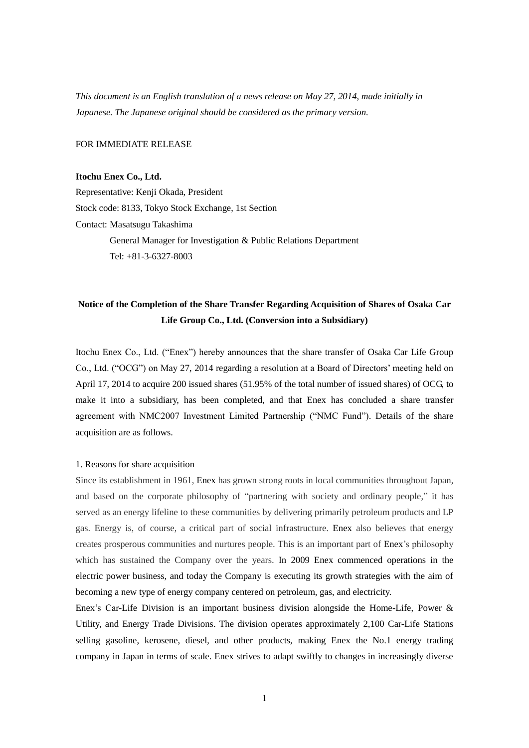*This document is an English translation of a news release on May 27, 2014, made initially in Japanese. The Japanese original should be considered as the primary version.*

FOR IMMEDIATE RELEASE

**Itochu Enex Co., Ltd.**
Representative: Kenji Okada, President
Stock code: 8133, Tokyo Stock Exchange, 1st Section
Contact: Masatsugu Takashima
General Manager for Investigation & Public Relations Department
Tel: +81-3-6327-8003

## Notice of the Completion of the Share Transfer Regarding Acquisition of Shares of Osaka Car Life Group Co., Ltd. (Conversion into a Subsidiary)

Itochu Enex Co., Ltd. ("Enex") hereby announces that the share transfer of Osaka Car Life Group Co., Ltd. ("OCG") on May 27, 2014 regarding a resolution at a Board of Directors' meeting held on April 17, 2014 to acquire 200 issued shares (51.95% of the total number of issued shares) of OCG, to make it into a subsidiary, has been completed, and that Enex has concluded a share transfer agreement with NMC2007 Investment Limited Partnership ("NMC Fund"). Details of the share acquisition are as follows.

### 1. Reasons for share acquisition

Since its establishment in 1961, Enex has grown strong roots in local communities throughout Japan, and based on the corporate philosophy of "partnering with society and ordinary people," it has served as an energy lifeline to these communities by delivering primarily petroleum products and LP gas. Energy is, of course, a critical part of social infrastructure. Enex also believes that energy creates prosperous communities and nurtures people. This is an important part of Enex's philosophy which has sustained the Company over the years. In 2009 Enex commenced operations in the electric power business, and today the Company is executing its growth strategies with the aim of becoming a new type of energy company centered on petroleum, gas, and electricity.

Enex's Car-Life Division is an important business division alongside the Home-Life, Power & Utility, and Energy Trade Divisions. The division operates approximately 2,100 Car-Life Stations selling gasoline, kerosene, diesel, and other products, making Enex the No.1 energy trading company in Japan in terms of scale. Enex strives to adapt swiftly to changes in increasingly diverse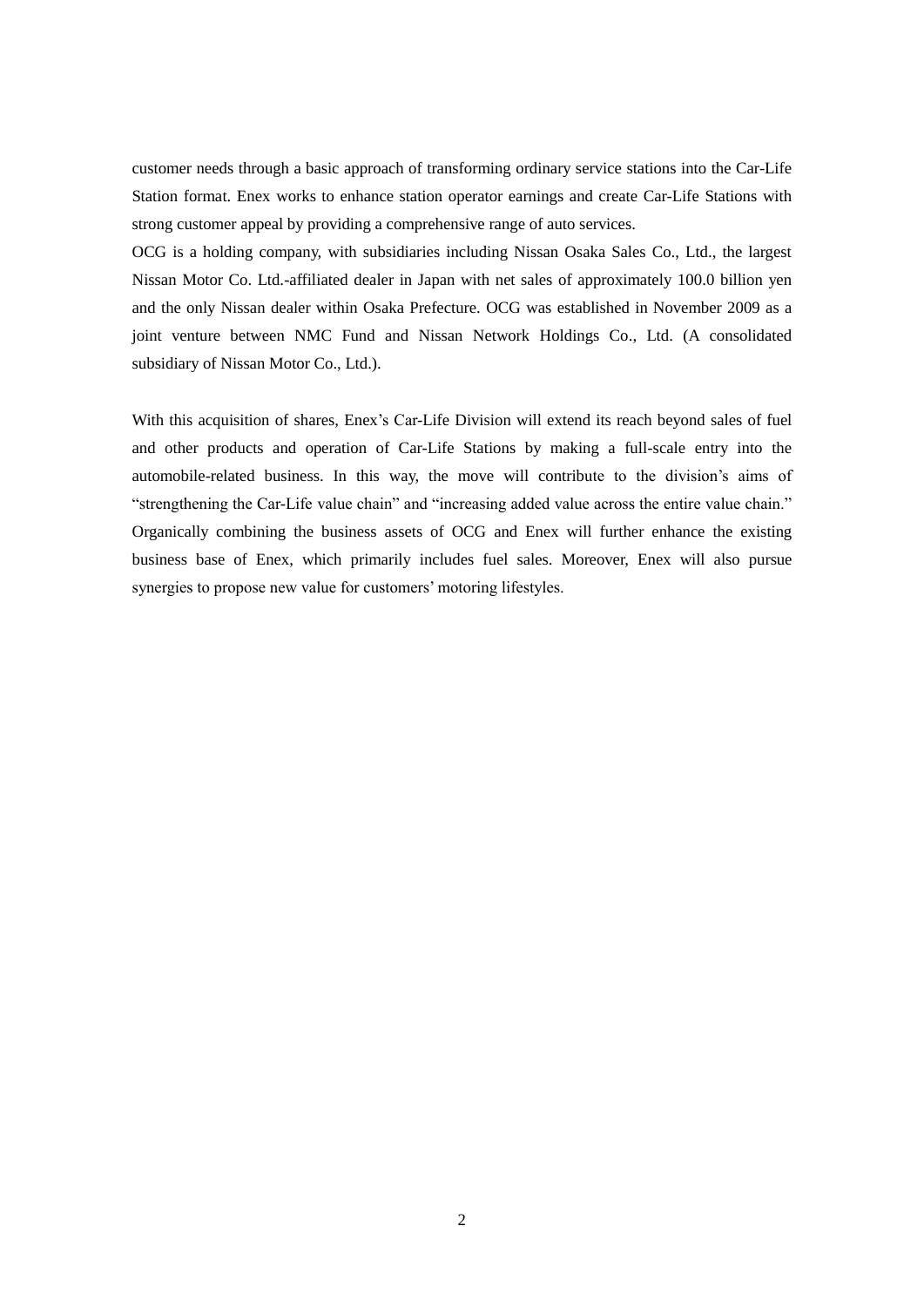customer needs through a basic approach of transforming ordinary service stations into the Car-Life Station format. Enex works to enhance station operator earnings and create Car-Life Stations with strong customer appeal by providing a comprehensive range of auto services.

OCG is a holding company, with subsidiaries including Nissan Osaka Sales Co., Ltd., the largest Nissan Motor Co. Ltd.-affiliated dealer in Japan with net sales of approximately 100.0 billion yen and the only Nissan dealer within Osaka Prefecture. OCG was established in November 2009 as a joint venture between NMC Fund and Nissan Network Holdings Co., Ltd. (A consolidated subsidiary of Nissan Motor Co., Ltd.).

With this acquisition of shares, Enex's Car-Life Division will extend its reach beyond sales of fuel and other products and operation of Car-Life Stations by making a full-scale entry into the automobile-related business. In this way, the move will contribute to the division's aims of "strengthening the Car-Life value chain" and "increasing added value across the entire value chain." Organically combining the business assets of OCG and Enex will further enhance the existing business base of Enex, which primarily includes fuel sales. Moreover, Enex will also pursue synergies to propose new value for customers' motoring lifestyles.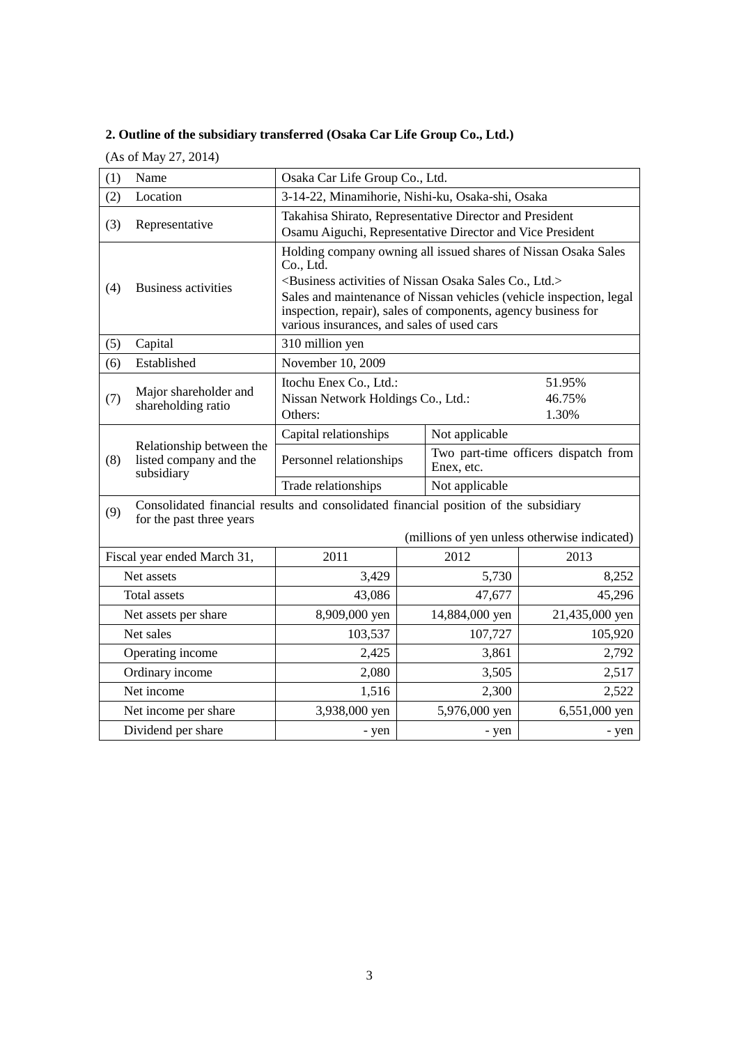**2. Outline of the subsidiary transferred (Osaka Car Life Group Co., Ltd.)**

(As of May 27, 2014)

| | | | |
|---|---|---|---|
| (1) | Name | Osaka Car Life Group Co., Ltd. | |
| (2) | Location | 3-14-22, Minamihorie, Nishi-ku, Osaka-shi, Osaka | |
| (3) | Representative | Takahisa Shirato, Representative Director and President<br>Osamu Aiguchi, Representative Director and Vice President | |
| (4) | Business activities | Holding company owning all issued shares of Nissan Osaka Sales Co., Ltd.<br><Business activities of Nissan Osaka Sales Co., Ltd.><br>Sales and maintenance of Nissan vehicles (vehicle inspection, legal inspection, repair), sales of components, agency business for various insurances, and sales of used cars | |
| (5) | Capital | 310 million yen | |
| (6) | Established | November 10, 2009 | |
| (7) | Major shareholder and shareholding ratio | Itochu Enex Co., Ltd.: 51.95%<br>Nissan Network Holdings Co., Ltd.: 46.75%<br>Others: 1.30% | |
| (8) | Relationship between the listed company and the subsidiary | Capital relationships | Not applicable |
| | | Personnel relationships | Two part-time officers dispatch from Enex, etc. |
| | | Trade relationships | Not applicable |

(9) Consolidated financial results and consolidated financial position of the subsidiary for the past three years

(millions of yen unless otherwise indicated)

| Fiscal year ended March 31, | 2011 | 2012 | 2013 |
|---|---|---|---|
| Net assets | 3,429 | 5,730 | 8,252 |
| Total assets | 43,086 | 47,677 | 45,296 |
| Net assets per share | 8,909,000 yen | 14,884,000 yen | 21,435,000 yen |
| Net sales | 103,537 | 107,727 | 105,920 |
| Operating income | 2,425 | 3,861 | 2,792 |
| Ordinary income | 2,080 | 3,505 | 2,517 |
| Net income | 1,516 | 2,300 | 2,522 |
| Net income per share | 3,938,000 yen | 5,976,000 yen | 6,551,000 yen |
| Dividend per share | - yen | - yen | - yen |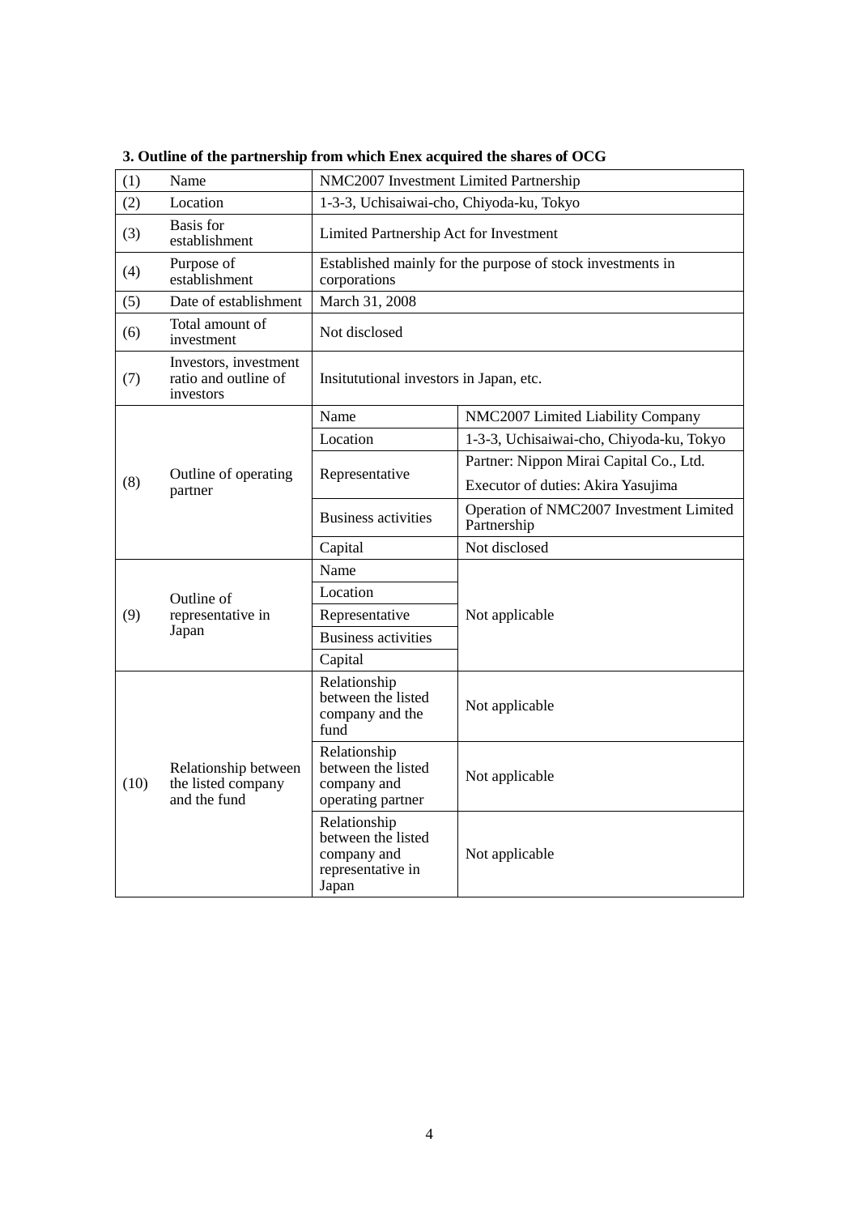**3. Outline of the partnership from which Enex acquired the shares of OCG**

| | | | |
|---|---|---|---|
| (1) | Name | NMC2007 Investment Limited Partnership | |
| (2) | Location | 1-3-3, Uchisaiwai-cho, Chiyoda-ku, Tokyo | |
| (3) | Basis for establishment | Limited Partnership Act for Investment | |
| (4) | Purpose of establishment | Established mainly for the purpose of stock investments in corporations | |
| (5) | Date of establishment | March 31, 2008 | |
| (6) | Total amount of investment | Not disclosed | |
| (7) | Investors, investment ratio and outline of investors | Insitutional investors in Japan, etc. | |
| (8) | Outline of operating partner | Name | NMC2007 Limited Liability Company |
| | | Location | 1-3-3, Uchisaiwai-cho, Chiyoda-ku, Tokyo |
| | | Representative | Partner: Nippon Mirai Capital Co., Ltd.<br>Executor of duties: Akira Yasujima |
| | | Business activities | Operation of NMC2007 Investment Limited Partnership |
| | | Capital | Not disclosed |
| (9) | Outline of representative in Japan | Name | Not applicable |
| | | Location | |
| | | Representative | |
| | | Business activities | |
| | | Capital | |
| (10) | Relationship between the listed company and the fund | Relationship between the listed company and the fund | Not applicable |
| | | Relationship between the listed company and operating partner | Not applicable |
| | | Relationship between the listed company and representative in Japan | Not applicable |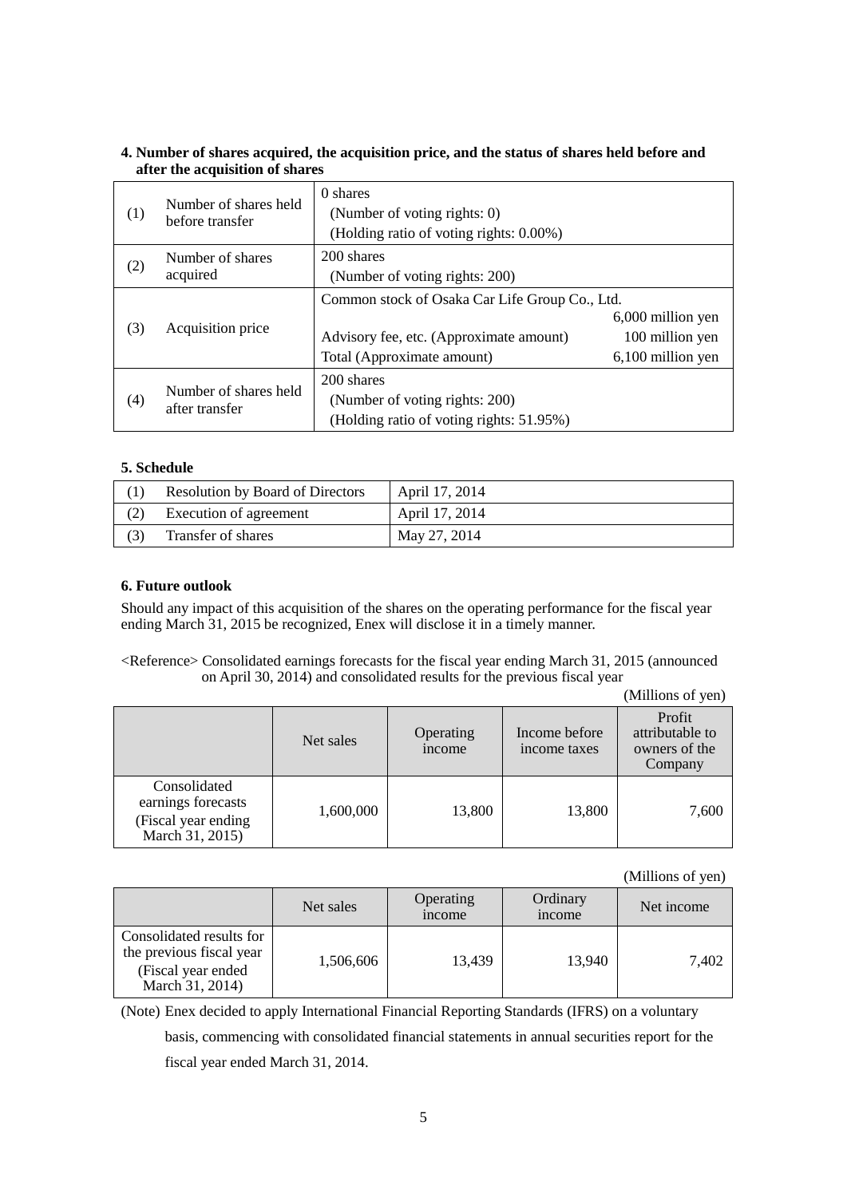## 4. Number of shares acquired, the acquisition price, and the status of shares held before and after the acquisition of shares

| | | | |
|---|---|---|---|
| (1) | Number of shares held before transfer | 0 shares<br>(Number of voting rights: 0)<br>(Holding ratio of voting rights: 0.00%) | |
| (2) | Number of shares acquired | 200 shares<br>(Number of voting rights: 200) | |
| (3) | Acquisition price | Common stock of Osaka Car Life Group Co., Ltd. | 6,000 million yen |
| | | Advisory fee, etc. (Approximate amount) | 100 million yen |
| | | Total (Approximate amount) | 6,100 million yen |
| (4) | Number of shares held after transfer | 200 shares<br>(Number of voting rights: 200)<br>(Holding ratio of voting rights: 51.95%) | |

## 5. Schedule

| | | |
|---|---|---|
| (1) | Resolution by Board of Directors | April 17, 2014 |
| (2) | Execution of agreement | April 17, 2014 |
| (3) | Transfer of shares | May 27, 2014 |

## 6. Future outlook

Should any impact of this acquisition of the shares on the operating performance for the fiscal year ending March 31, 2015 be recognized, Enex will disclose it in a timely manner.

<Reference> Consolidated earnings forecasts for the fiscal year ending March 31, 2015 (announced on April 30, 2014) and consolidated results for the previous fiscal year

(Millions of yen)

| | Net sales | Operating income | Income before income taxes | Profit attributable to owners of the Company |
|---|---|---|---|---|
| Consolidated earnings forecasts (Fiscal year ending March 31, 2015) | 1,600,000 | 13,800 | 13,800 | 7,600 |

(Millions of yen)

| | Net sales | Operating income | Ordinary income | Net income |
|---|---|---|---|---|
| Consolidated results for the previous fiscal year (Fiscal year ended March 31, 2014) | 1,506,606 | 13,439 | 13,940 | 7,402 |

(Note) Enex decided to apply International Financial Reporting Standards (IFRS) on a voluntary basis, commencing with consolidated financial statements in annual securities report for the fiscal year ended March 31, 2014.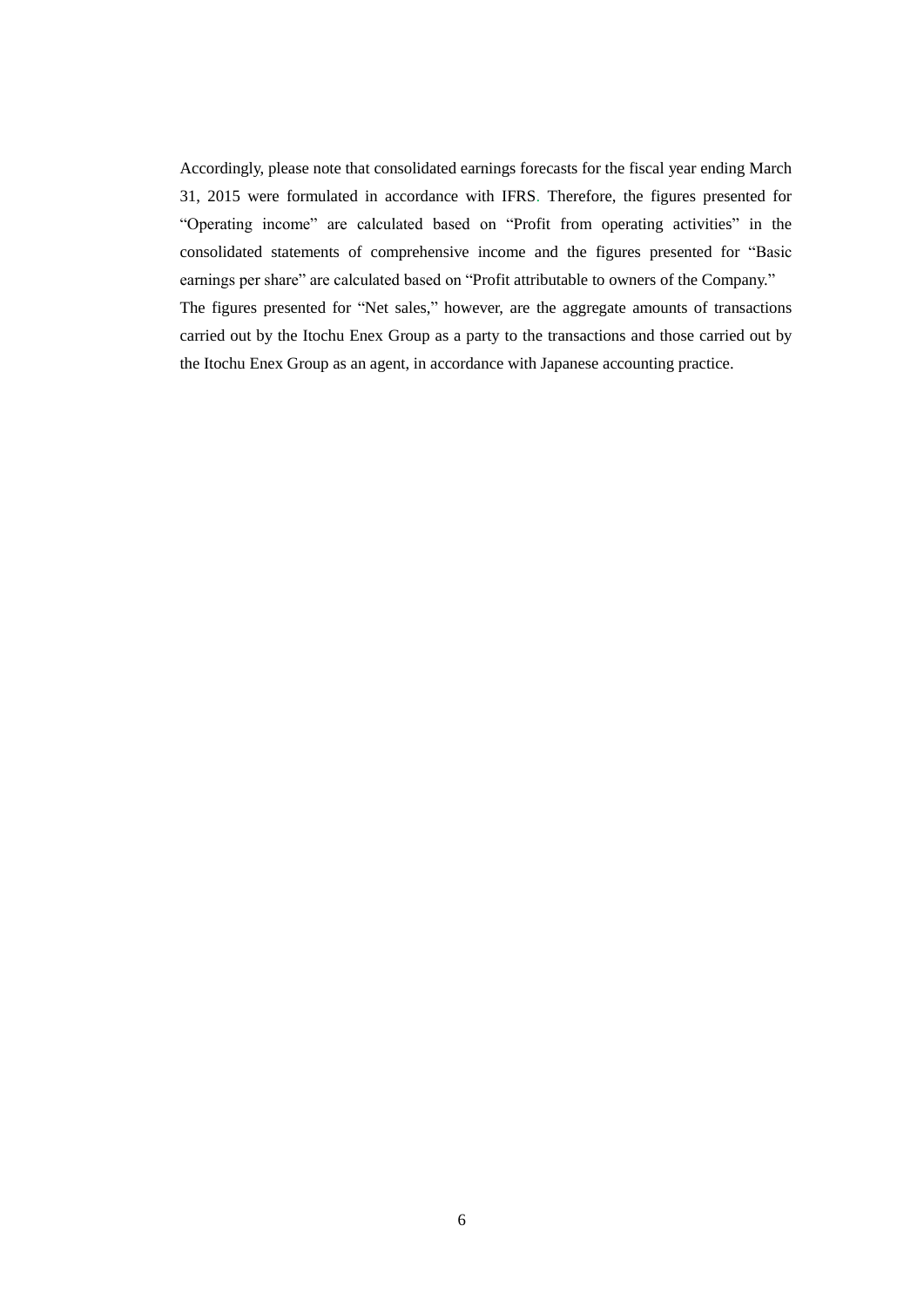Accordingly, please note that consolidated earnings forecasts for the fiscal year ending March 31, 2015 were formulated in accordance with IFRS. Therefore, the figures presented for "Operating income" are calculated based on "Profit from operating activities" in the consolidated statements of comprehensive income and the figures presented for "Basic earnings per share" are calculated based on "Profit attributable to owners of the Company."

The figures presented for "Net sales," however, are the aggregate amounts of transactions carried out by the Itochu Enex Group as a party to the transactions and those carried out by the Itochu Enex Group as an agent, in accordance with Japanese accounting practice.